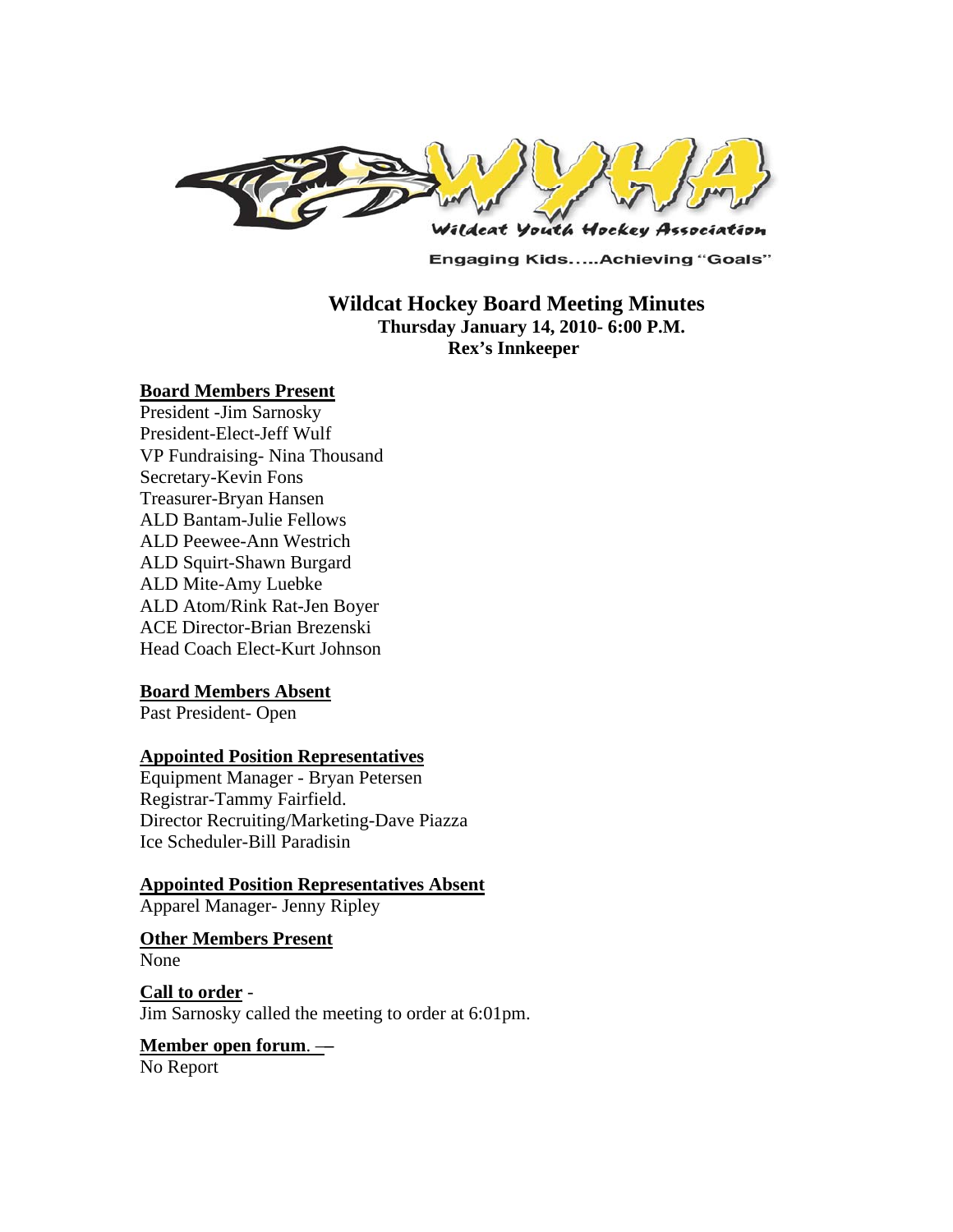Wildcat Youth Hockey Association

Engaging Kids.....Achieving "Goals"

# Wildcat Hockey Board Meeting Minutes

**Thursday January 14, 2010- 6:00 P.M.**
**Rex's Innkeeper**

**Board Members Present**

President -Jim Sarnosky
President-Elect-Jeff Wulf
VP Fundraising- Nina Thousand
Secretary-Kevin Fons
Treasurer-Bryan Hansen
ALD Bantam-Julie Fellows
ALD Peewee-Ann Westrich
ALD Squirt-Shawn Burgard
ALD Mite-Amy Luebke
ALD Atom/Rink Rat-Jen Boyer
ACE Director-Brian Brezenski
Head Coach Elect-Kurt Johnson

**Board Members Absent**

Past President- Open

**Appointed Position Representatives**

Equipment Manager - Bryan Petersen
Registrar-Tammy Fairfield.
Director Recruiting/Marketing-Dave Piazza
Ice Scheduler-Bill Paradisin

**Appointed Position Representatives Absent**

Apparel Manager- Jenny Ripley

**Other Members Present**

None

**Call to order** -
Jim Sarnosky called the meeting to order at 6:01pm.

**Member open forum**. —
No Report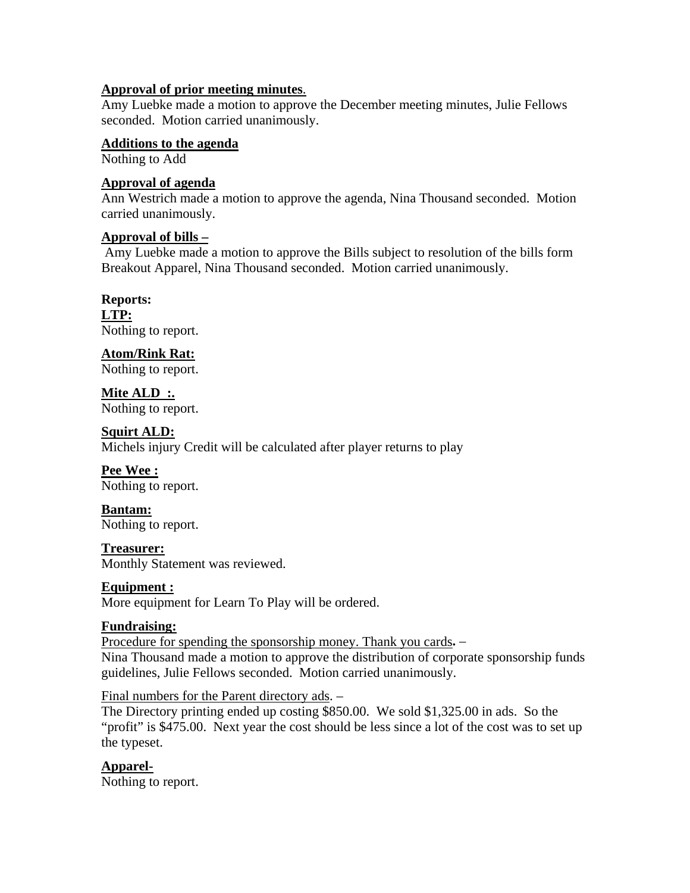**Approval of prior meeting minutes**.
Amy Luebke made a motion to approve the December meeting minutes, Julie Fellows seconded. Motion carried unanimously.

**Additions to the agenda**
Nothing to Add

**Approval of agenda**
Ann Westrich made a motion to approve the agenda, Nina Thousand seconded. Motion carried unanimously.

**Approval of bills –**
Amy Luebke made a motion to approve the Bills subject to resolution of the bills form Breakout Apparel, Nina Thousand seconded. Motion carried unanimously.

**Reports:**

**LTP:**
Nothing to report.

**Atom/Rink Rat:**
Nothing to report.

**Mite ALD :.**
Nothing to report.

**Squirt ALD:**
Michels injury Credit will be calculated after player returns to play

**Pee Wee :**
Nothing to report.

**Bantam:**
Nothing to report.

**Treasurer:**
Monthly Statement was reviewed.

**Equipment :**
More equipment for Learn To Play will be ordered.

**Fundraising:**

Procedure for spending the sponsorship money. Thank you cards. –
Nina Thousand made a motion to approve the distribution of corporate sponsorship funds guidelines, Julie Fellows seconded. Motion carried unanimously.

Final numbers for the Parent directory ads. –
The Directory printing ended up costing $850.00. We sold $1,325.00 in ads. So the "profit" is $475.00. Next year the cost should be less since a lot of the cost was to set up the typeset.

**Apparel-**
Nothing to report.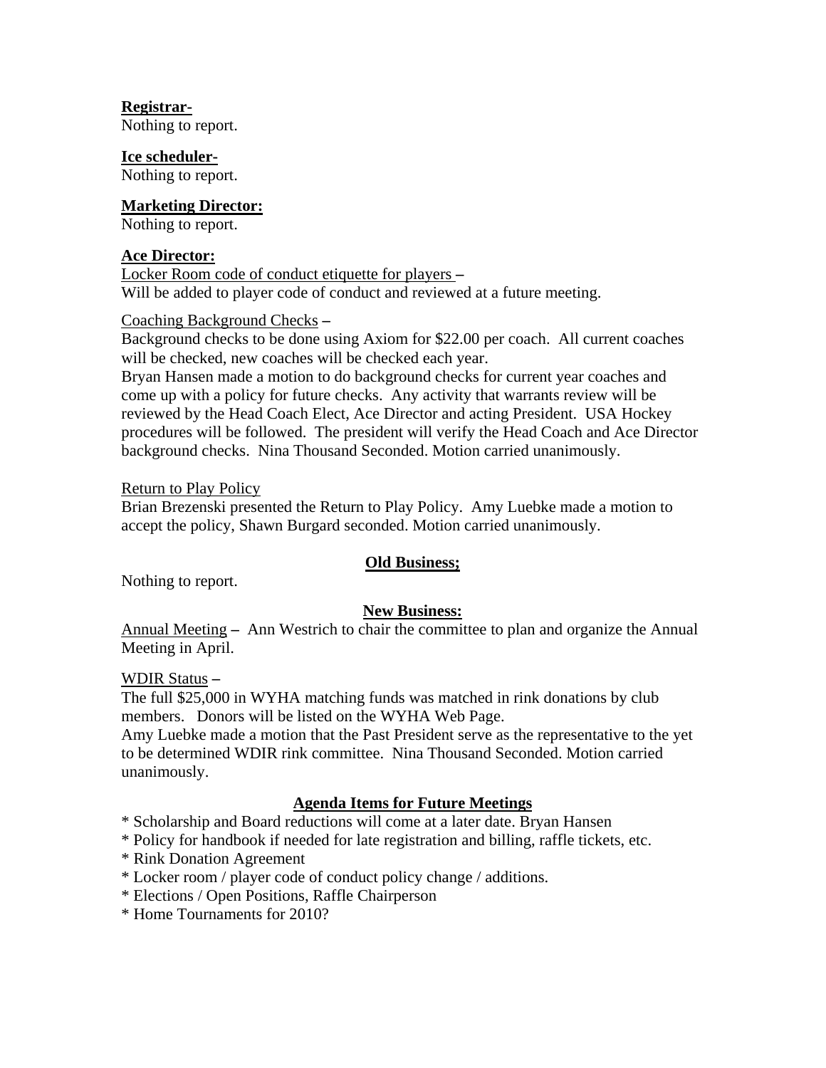**Registrar-**
Nothing to report.

**Ice scheduler-**
Nothing to report.

**Marketing Director:**
Nothing to report.

**Ace Director:**
Locker Room code of conduct etiquette for players –
Will be added to player code of conduct and reviewed at a future meeting.

Coaching Background Checks –
Background checks to be done using Axiom for $22.00 per coach. All current coaches will be checked, new coaches will be checked each year.
Bryan Hansen made a motion to do background checks for current year coaches and come up with a policy for future checks. Any activity that warrants review will be reviewed by the Head Coach Elect, Ace Director and acting President. USA Hockey procedures will be followed. The president will verify the Head Coach and Ace Director background checks. Nina Thousand Seconded. Motion carried unanimously.

Return to Play Policy
Brian Brezenski presented the Return to Play Policy. Amy Luebke made a motion to accept the policy, Shawn Burgard seconded. Motion carried unanimously.

## Old Business;

Nothing to report.

## New Business:

Annual Meeting – Ann Westrich to chair the committee to plan and organize the Annual Meeting in April.

WDIR Status –
The full $25,000 in WYHA matching funds was matched in rink donations by club members. Donors will be listed on the WYHA Web Page.
Amy Luebke made a motion that the Past President serve as the representative to the yet to be determined WDIR rink committee. Nina Thousand Seconded. Motion carried unanimously.

## Agenda Items for Future Meetings

* Scholarship and Board reductions will come at a later date. Bryan Hansen
* Policy for handbook if needed for late registration and billing, raffle tickets, etc.
* Rink Donation Agreement
* Locker room / player code of conduct policy change / additions.
* Elections / Open Positions, Raffle Chairperson
* Home Tournaments for 2010?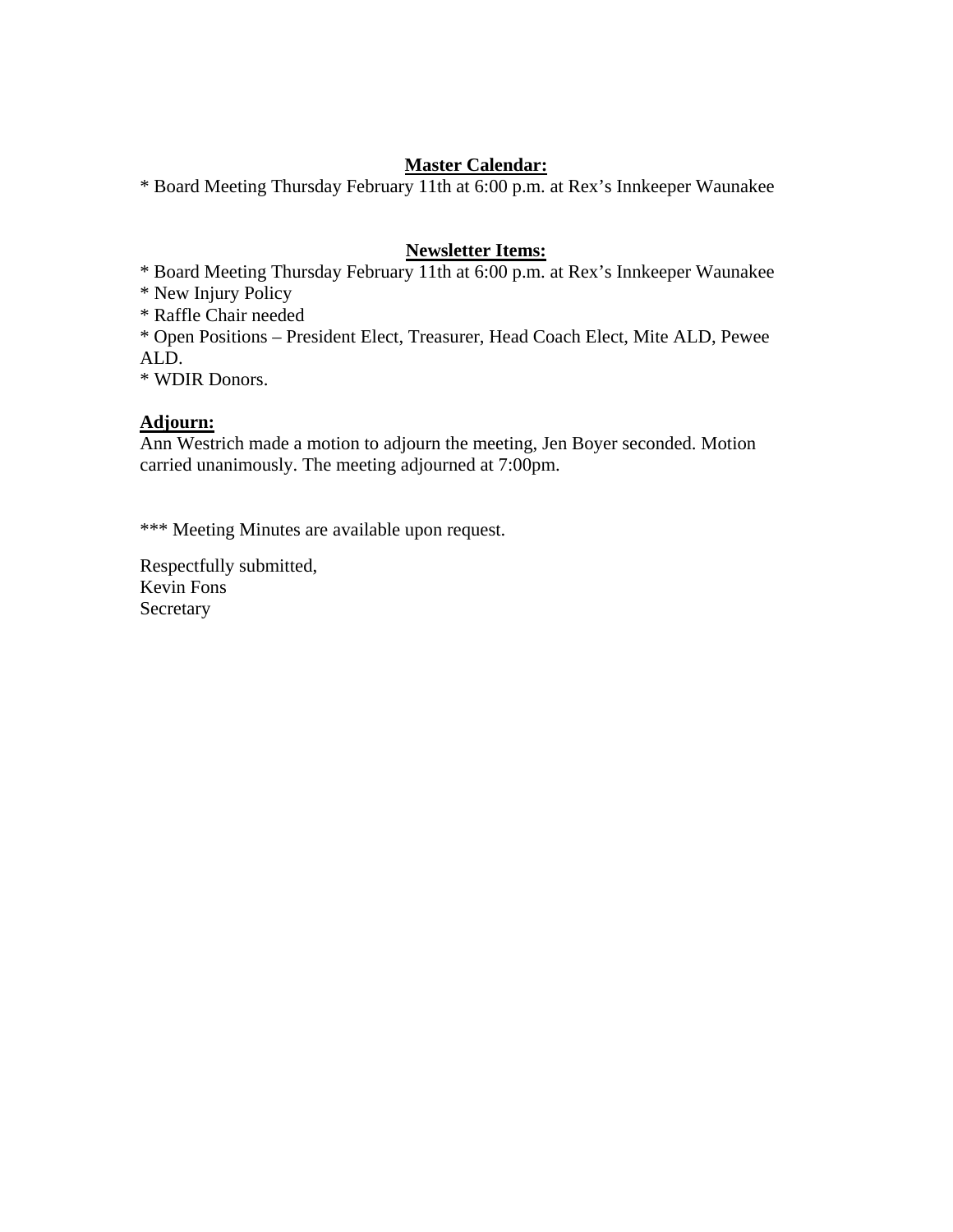**Master Calendar:**

* Board Meeting Thursday February 11th at 6:00 p.m. at Rex's Innkeeper Waunakee

**Newsletter Items:**

* Board Meeting Thursday February 11th at 6:00 p.m. at Rex's Innkeeper Waunakee
* New Injury Policy
* Raffle Chair needed
* Open Positions – President Elect, Treasurer, Head Coach Elect, Mite ALD, Pewee ALD.
* WDIR Donors.

**Adjourn:**

Ann Westrich made a motion to adjourn the meeting, Jen Boyer seconded. Motion carried unanimously. The meeting adjourned at 7:00pm.

*** Meeting Minutes are available upon request.

Respectfully submitted,
Kevin Fons
Secretary